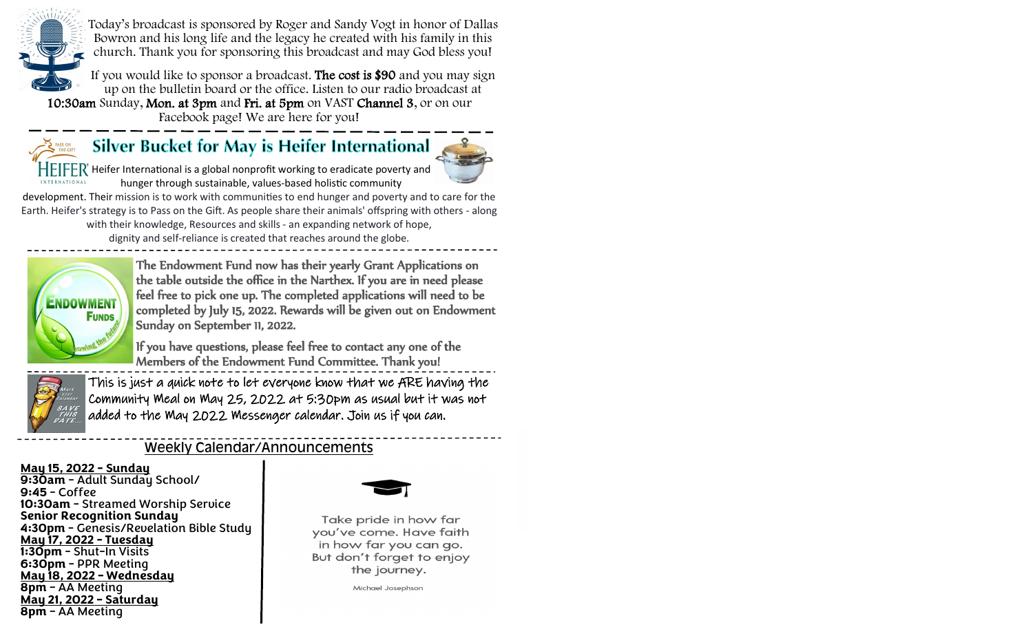Today's broadcast is sponsored by Roger and Sandy Vogt in honor of Dallas Bowron and his long life and the legacy he created with his family in this church. Thank you for sponsoring this broadcast and may God bless you!

If you would like to sponsor a broadcast. **The cost is $90** and you may sign up on the bulletin board or the office. Listen to our radio broadcast at **10:30am** Sunday, **Mon. at 3pm** and **Fri. at 5pm** on VAST **Channel 3**, or on our Facebook page! We are here for you!

## Silver Bucket for May is Heifer International

Heifer International is a global nonprofit working to eradicate poverty and hunger through sustainable, values-based holistic community development. Their mission is to work with communities to end hunger and poverty and to care for the Earth. Heifer's strategy is to Pass on the Gift. As people share their animals' offspring with others - along with their knowledge, Resources and skills - an expanding network of hope, dignity and self-reliance is created that reaches around the globe.

**The Endowment Fund now has their yearly Grant Applications on the table outside the office in the Narthex. If you are in need please feel free to pick one up. The completed applications will need to be completed by July 15, 2022. Rewards will be given out on Endowment Sunday on September 11, 2022.**

**If you have questions, please feel free to contact any one of the Members of the Endowment Fund Committee. Thank you!**

This is just a quick note to let everyone know that we ARE having the Community Meal on May 25, 2022 at 5:30pm as usual but it was not added to the May 2022 Messenger calendar. Join us if you can.

## Weekly Calendar/Announcements

**May 15, 2022 - Sunday**
**9:30am** - Adult Sunday School/
**9:45** - Coffee
**10:30am** - Streamed Worship Service
**Senior Recognition Sunday**
**4:30pm** - Genesis/Revelation Bible Study
**May 17, 2022 - Tuesday**
**1:30pm** - Shut-In Visits
**6:30pm** - PPR Meeting
**May 18, 2022 - Wednesday**
**8pm** - AA Meeting
**May 21, 2022 - Saturday**
**8pm** - AA Meeting

Take pride in how far you've come. Have faith in how far you can go. But don't forget to enjoy the journey.

Michael Josephson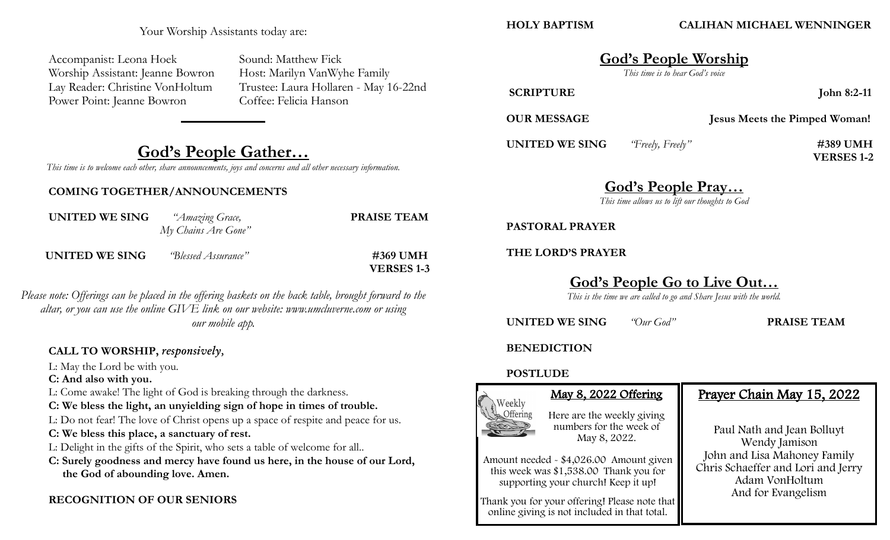Your Worship Assistants today are:

Accompanist: Leona Hoek
Worship Assistant: Jeanne Bowron
Lay Reader: Christine VonHoltum
Power Point: Jeanne Bowron

Sound: Matthew Fick
Host: Marilyn VanWyhe Family
Trustee: Laura Hollaren - May 16-22nd
Coffee: Felicia Hanson

## God's People Gather…

*This time is to welcome each other, share announcements, joys and concerns and all other necessary information.*

**COMING TOGETHER/ANNOUNCEMENTS**

**UNITED WE SING** *"Amazing Grace, My Chains Are Gone"* **PRAISE TEAM**

**UNITED WE SING** *"Blessed Assurance"* **#369 UMH VERSES 1-3**

*Please note: Offerings can be placed in the offering baskets on the back table, brought forward to the altar, or you can use the online GIVE link on our website: www.umcluverne.com or using our mobile app.*

**CALL TO WORSHIP,** ***responsively,***

L: May the Lord be with you.
**C: And also with you.**
L: Come awake! The light of God is breaking through the darkness.
**C: We bless the light, an unyielding sign of hope in times of trouble.**
L: Do not fear! The love of Christ opens up a space of respite and peace for us.
**C: We bless this place, a sanctuary of rest.**
L: Delight in the gifts of the Spirit, who sets a table of welcome for all..
**C: Surely goodness and mercy have found us here, in the house of our Lord, the God of abounding love. Amen.**

**RECOGNITION OF OUR SENIORS**

**HOLY BAPTISM** **CALIHAN MICHAEL WENNINGER**

## God's People Worship

*This time is to hear God's voice*

**SCRIPTURE** **John 8:2-11**

**OUR MESSAGE** **Jesus Meets the Pimped Woman!**

**UNITED WE SING** *"Freely, Freely"* **#389 UMH VERSES 1-2**

## God's People Pray…

*This time allows us to lift our thoughts to God*

**PASTORAL PRAYER**

**THE LORD'S PRAYER**

## God's People Go to Live Out…

*This is the time we are called to go and Share Jesus with the world.*

**UNITED WE SING** *"Our God"* **PRAISE TEAM**

**BENEDICTION**

**POSTLUDE**

### May 8, 2022 Offering

Weekly Offering

Here are the weekly giving numbers for the week of May 8, 2022.

Amount needed - $4,026.00 Amount given this week was $1,538.00 Thank you for supporting your church! Keep it up!

Thank you for your offering! Please note that online giving is not included in that total.

### Prayer Chain May 15, 2022

Paul Nath and Jean Bolluyt
Wendy Jamison
John and Lisa Mahoney Family
Chris Schaeffer and Lori and Jerry
Adam VonHoltum
And for Evangelism